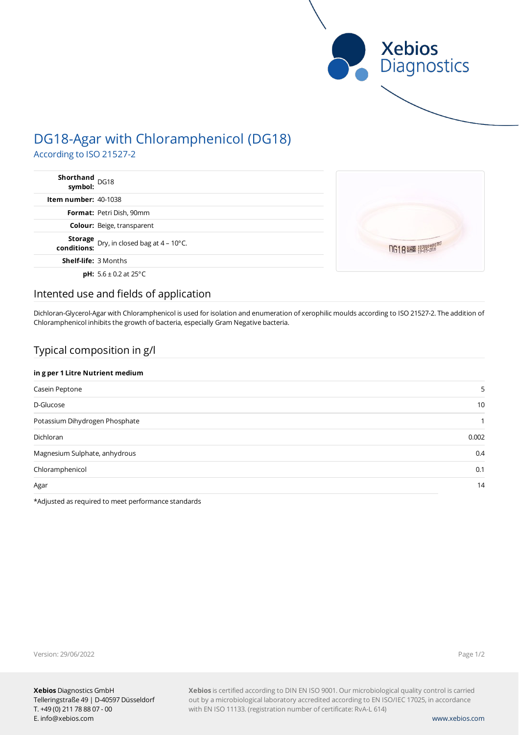# DG18-Agar with Chloramphenicol (DG18)

According to ISO 21527-2

| | |
|---|---|
| **Shorthand symbol:** | DG18 |
| **Item number:** | 40-1038 |
| **Format:** | Petri Dish, 90mm |
| **Colour:** | Beige, transparent |
| **Storage conditions:** | Dry, in closed bag at 4 – 10°C. |
| **Shelf-life:** | 3 Months |
| **pH:** | 5.6 ± 0.2 at 25°C |

## Intented use and fields of application

Dichloran-Glycerol-Agar with Chloramphenicol is used for isolation and enumeration of xerophilic moulds according to ISO 21527-2. The addition of Chloramphenicol inhibits the growth of bacteria, especially Gram Negative bacteria.

## Typical composition in g/l

| in g per 1 Litre Nutrient medium | |
|---|---|
| Casein Peptone | 5 |
| D-Glucose | 10 |
| Potassium Dihydrogen Phosphate | 1 |
| Dichloran | 0.002 |
| Magnesium Sulphate, anhydrous | 0.4 |
| Chloramphenicol | 0.1 |
| Agar | 14 |

*Adjusted as required to meet performance standards

Version: 29/06/2022

**Xebios** Diagnostics GmbH
Telleringstraße 49 | D-40597 Düsseldorf
T. +49 (0) 211 78 88 07 - 00
E. info@xebios.com

**Xebios** is certified according to DIN EN ISO 9001. Our microbiological quality control is carried out by a microbiological laboratory accredited according to EN ISO/IEC 17025, in accordance with EN ISO 11133. (registration number of certificate: RvA-L 614)

www.xebios.com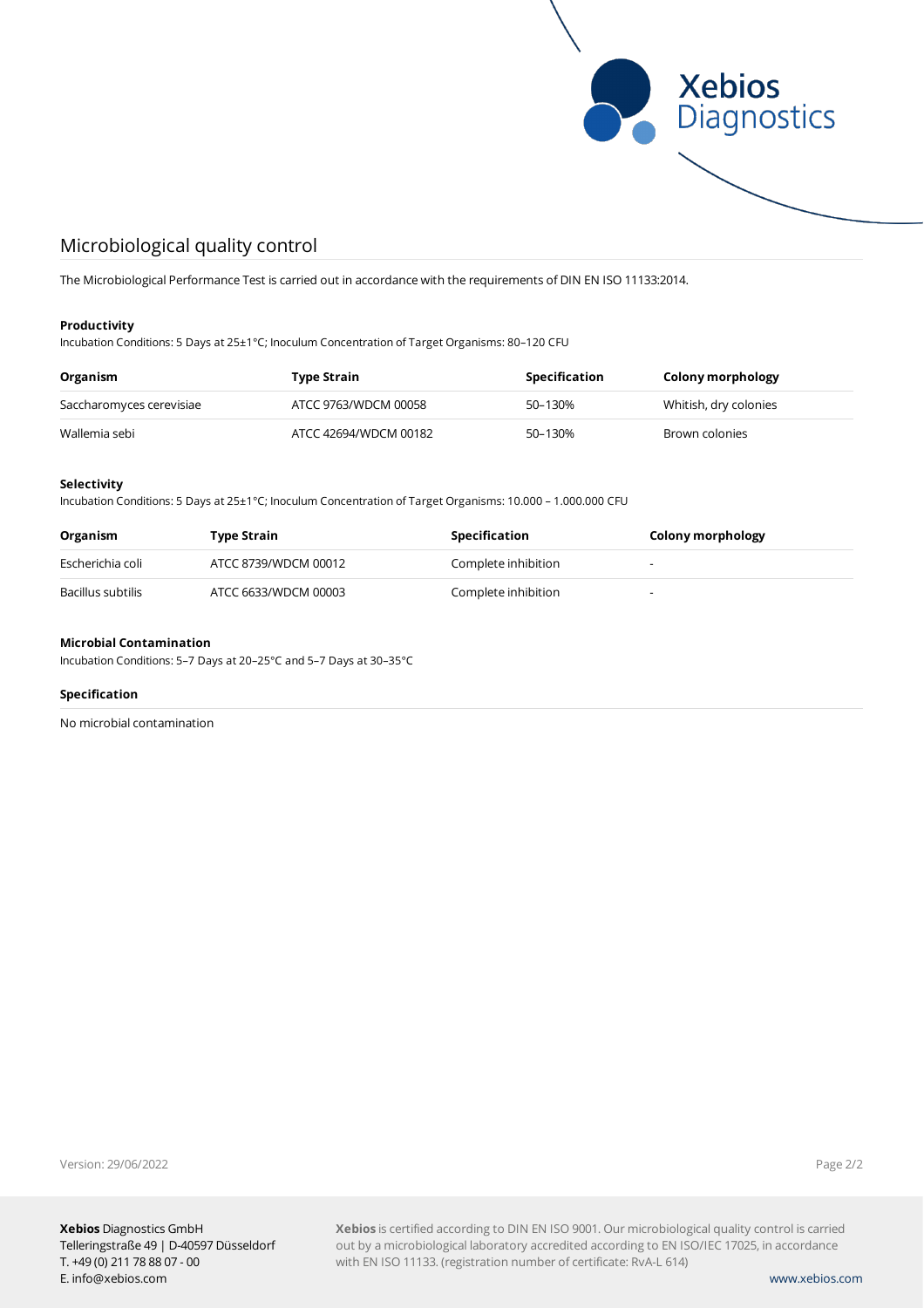## Microbiological quality control

The Microbiological Performance Test is carried out in accordance with the requirements of DIN EN ISO 11133:2014.

### Productivity

Incubation Conditions: 5 Days at 25±1°C; Inoculum Concentration of Target Organisms: 80–120 CFU

| Organism | Type Strain | Specification | Colony morphology |
|---|---|---|---|
| Saccharomyces cerevisiae | ATCC 9763/WDCM 00058 | 50–130% | Whitish, dry colonies |
| Wallemia sebi | ATCC 42694/WDCM 00182 | 50–130% | Brown colonies |

### Selectivity

Incubation Conditions: 5 Days at 25±1°C; Inoculum Concentration of Target Organisms: 10.000 – 1.000.000 CFU

| Organism | Type Strain | Specification | Colony morphology |
|---|---|---|---|
| Escherichia coli | ATCC 8739/WDCM 00012 | Complete inhibition | - |
| Bacillus subtilis | ATCC 6633/WDCM 00003 | Complete inhibition | - |

### Microbial Contamination

Incubation Conditions: 5–7 Days at 20–25°C and 5–7 Days at 30–35°C

**Specification**

No microbial contamination

Version: 29/06/2022

**Xebios** Diagnostics GmbH
Telleringstraße 49 | D-40597 Düsseldorf
T. +49 (0) 211 78 88 07 - 00
E. info@xebios.com

**Xebios** is certified according to DIN EN ISO 9001. Our microbiological quality control is carried out by a microbiological laboratory accredited according to EN ISO/IEC 17025, in accordance with EN ISO 11133. (registration number of certificate: RvA-L 614)

www.xebios.com